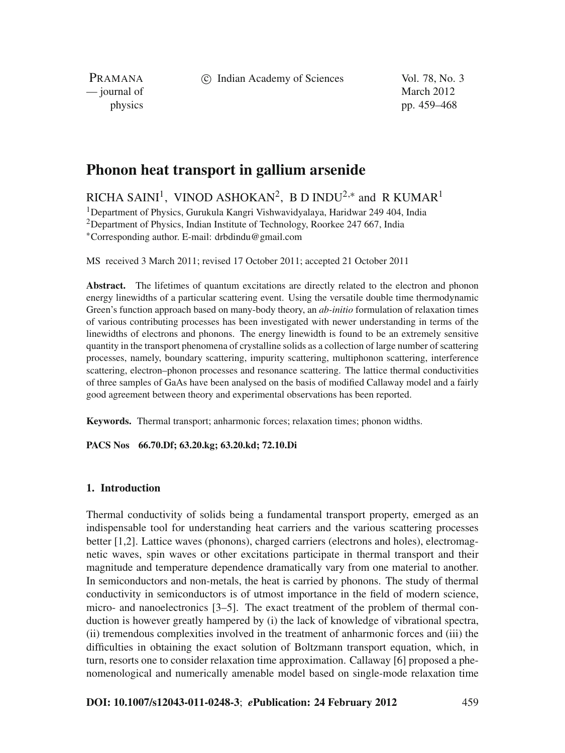# Phonon heat transport in gallium arsenide

RICHA SAINI[1], VINOD ASHOKAN[2], B D INDU[2,*] and R KUMAR[1]

[1]Department of Physics, Gurukula Kangri Vishwavidyalaya, Haridwar 249 404, India
[2]Department of Physics, Indian Institute of Technology, Roorkee 247 667, India
[*]Corresponding author. E-mail: drbdindu@gmail.com

MS received 3 March 2011; revised 17 October 2011; accepted 21 October 2011

**Abstract.** The lifetimes of quantum excitations are directly related to the electron and phonon energy linewidths of a particular scattering event. Using the versatile double time thermodynamic Green's function approach based on many-body theory, an *ab-initio* formulation of relaxation times of various contributing processes has been investigated with newer understanding in terms of the linewidths of electrons and phonons. The energy linewidth is found to be an extremely sensitive quantity in the transport phenomena of crystalline solids as a collection of large number of scattering processes, namely, boundary scattering, impurity scattering, multiphonon scattering, interference scattering, electron–phonon processes and resonance scattering. The lattice thermal conductivities of three samples of GaAs have been analysed on the basis of modified Callaway model and a fairly good agreement between theory and experimental observations has been reported.

**Keywords.** Thermal transport; anharmonic forces; relaxation times; phonon widths.

**PACS Nos** 66.70.Df; 63.20.kg; 63.20.kd; 72.10.Di

## 1. Introduction

Thermal conductivity of solids being a fundamental transport property, emerged as an indispensable tool for understanding heat carriers and the various scattering processes better [1,2]. Lattice waves (phonons), charged carriers (electrons and holes), electromagnetic waves, spin waves or other excitations participate in thermal transport and their magnitude and temperature dependence dramatically vary from one material to another. In semiconductors and non-metals, the heat is carried by phonons. The study of thermal conductivity in semiconductors is of utmost importance in the field of modern science, micro- and nanoelectronics [3–5]. The exact treatment of the problem of thermal conduction is however greatly hampered by (i) the lack of knowledge of vibrational spectra, (ii) tremendous complexities involved in the treatment of anharmonic forces and (iii) the difficulties in obtaining the exact solution of Boltzmann transport equation, which, in turn, resorts one to consider relaxation time approximation. Callaway [6] proposed a phenomenological and numerically amenable model based on single-mode relaxation time

**DOI: 10.1007/s12043-011-0248-3**; ***e*Publication: 24 February 2012**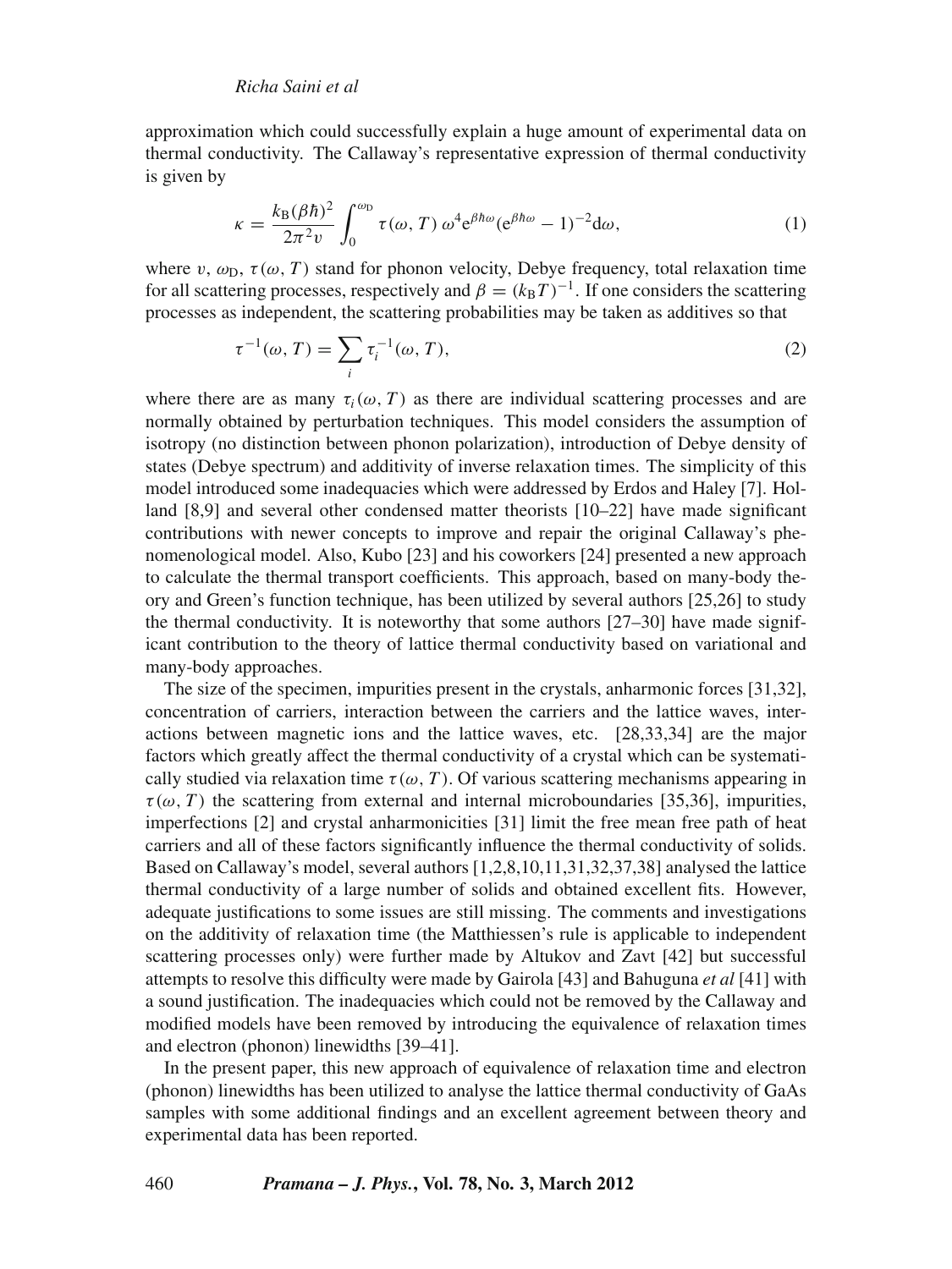approximation which could successfully explain a huge amount of experimental data on thermal conductivity. The Callaway's representative expression of thermal conductivity is given by

$$\kappa = \frac{k_{\mathrm{B}}(\beta\hbar)^2}{2\pi^2 v} \int_0^{\omega_{\mathrm{D}}} \tau(\omega, T)\, \omega^4 \mathrm{e}^{\beta\hbar\omega} (\mathrm{e}^{\beta\hbar\omega} - 1)^{-2} \mathrm{d}\omega, \tag{1}$$

where $v$, $\omega_{\mathrm{D}}$, $\tau(\omega, T)$ stand for phonon velocity, Debye frequency, total relaxation time for all scattering processes, respectively and $\beta = (k_{\mathrm{B}}T)^{-1}$. If one considers the scattering processes as independent, the scattering probabilities may be taken as additives so that

$$\tau^{-1}(\omega, T) = \sum_i \tau_i^{-1}(\omega, T), \tag{2}$$

where there are as many $\tau_i(\omega, T)$ as there are individual scattering processes and are normally obtained by perturbation techniques. This model considers the assumption of isotropy (no distinction between phonon polarization), introduction of Debye density of states (Debye spectrum) and additivity of inverse relaxation times. The simplicity of this model introduced some inadequacies which were addressed by Erdos and Haley [7]. Holland [8,9] and several other condensed matter theorists [10–22] have made significant contributions with newer concepts to improve and repair the original Callaway's phenomenological model. Also, Kubo [23] and his coworkers [24] presented a new approach to calculate the thermal transport coefficients. This approach, based on many-body theory and Green's function technique, has been utilized by several authors [25,26] to study the thermal conductivity. It is noteworthy that some authors [27–30] have made significant contribution to the theory of lattice thermal conductivity based on variational and many-body approaches.

The size of the specimen, impurities present in the crystals, anharmonic forces [31,32], concentration of carriers, interaction between the carriers and the lattice waves, interactions between magnetic ions and the lattice waves, etc. [28,33,34] are the major factors which greatly affect the thermal conductivity of a crystal which can be systematically studied via relaxation time $\tau(\omega, T)$. Of various scattering mechanisms appearing in $\tau(\omega, T)$ the scattering from external and internal microboundaries [35,36], impurities, imperfections [2] and crystal anharmonicities [31] limit the free mean free path of heat carriers and all of these factors significantly influence the thermal conductivity of solids. Based on Callaway's model, several authors [1,2,8,10,11,31,32,37,38] analysed the lattice thermal conductivity of a large number of solids and obtained excellent fits. However, adequate justifications to some issues are still missing. The comments and investigations on the additivity of relaxation time (the Matthiessen's rule is applicable to independent scattering processes only) were further made by Altukov and Zavt [42] but successful attempts to resolve this difficulty were made by Gairola [43] and Bahuguna *et al* [41] with a sound justification. The inadequacies which could not be removed by the Callaway and modified models have been removed by introducing the equivalence of relaxation times and electron (phonon) linewidths [39–41].

In the present paper, this new approach of equivalence of relaxation time and electron (phonon) linewidths has been utilized to analyse the lattice thermal conductivity of GaAs samples with some additional findings and an excellent agreement between theory and experimental data has been reported.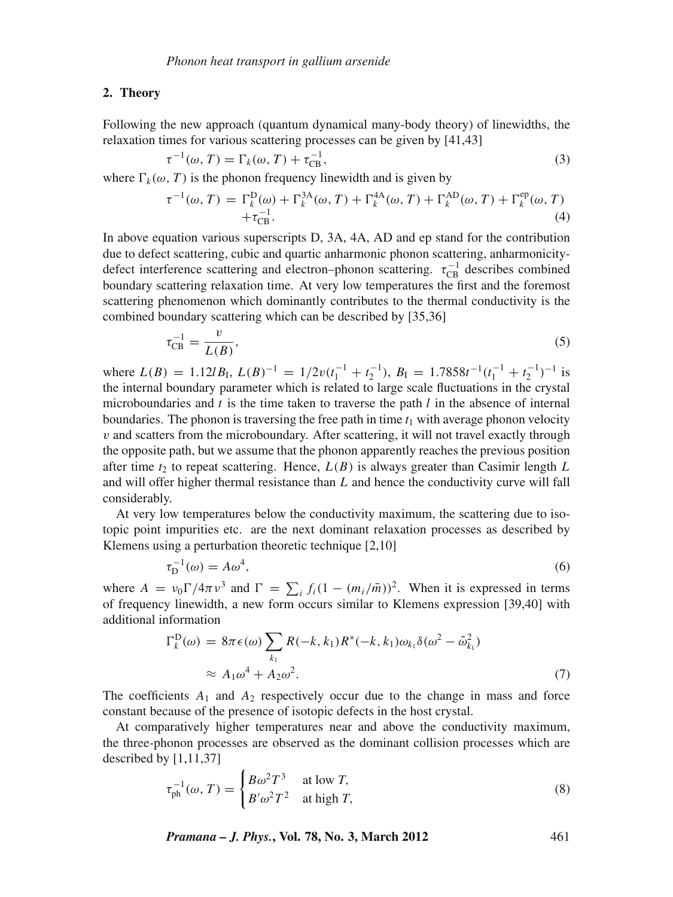## 2. Theory

Following the new approach (quantum dynamical many-body theory) of linewidths, the relaxation times for various scattering processes can be given by [41,43]

$$\tau^{-1}(\omega, T) = \Gamma_k(\omega, T) + \tau_{\mathrm{CB}}^{-1}, \tag{3}$$

where $\Gamma_k(\omega, T)$ is the phonon frequency linewidth and is given by

$$\tau^{-1}(\omega, T) = \Gamma_k^{\mathrm{D}}(\omega) + \Gamma_k^{3\mathrm{A}}(\omega, T) + \Gamma_k^{4\mathrm{A}}(\omega, T) + \Gamma_k^{\mathrm{AD}}(\omega, T) + \Gamma_k^{\mathrm{ep}}(\omega, T) + \tau_{\mathrm{CB}}^{-1}. \tag{4}$$

In above equation various superscripts D, 3A, 4A, AD and ep stand for the contribution due to defect scattering, cubic and quartic anharmonic phonon scattering, anharmonicity-defect interference scattering and electron–phonon scattering. $\tau_{\mathrm{CB}}^{-1}$ describes combined boundary scattering relaxation time. At very low temperatures the first and the foremost scattering phenomenon which dominantly contributes to the thermal conductivity is the combined boundary scattering which can be described by [35,36]

$$\tau_{\mathrm{CB}}^{-1} = \frac{v}{L(B)}, \tag{5}$$

where $L(B) = 1.12 l B_{\mathrm{I}}$, $L(B)^{-1} = 1/2v(t_1^{-1} + t_2^{-1})$, $B_{\mathrm{I}} = 1.7858 t^{-1}(t_1^{-1} + t_2^{-1})^{-1}$ is the internal boundary parameter which is related to large scale fluctuations in the crystal microboundaries and $t$ is the time taken to traverse the path $l$ in the absence of internal boundaries. The phonon is traversing the free path in time $t_1$ with average phonon velocity $v$ and scatters from the microboundary. After scattering, it will not travel exactly through the opposite path, but we assume that the phonon apparently reaches the previous position after time $t_2$ to repeat scattering. Hence, $L(B)$ is always greater than Casimir length $L$ and will offer higher thermal resistance than $L$ and hence the conductivity curve will fall considerably.

At very low temperatures below the conductivity maximum, the scattering due to isotopic point impurities etc. are the next dominant relaxation processes as described by Klemens using a perturbation theoretic technique [2,10]

$$\tau_{\mathrm{D}}^{-1}(\omega) = A\omega^4, \tag{6}$$

where $A = \nu_0 \Gamma / 4\pi \nu^3$ and $\Gamma = \sum_i f_i (1 - (m_i/\bar{m}))^2$. When it is expressed in terms of frequency linewidth, a new form occurs similar to Klemens expression [39,40] with additional information

$$\begin{aligned}\Gamma_k^{\mathrm{D}}(\omega) &= 8\pi \epsilon(\omega) \sum_{k_1} R(-k, k_1) R^*(-k, k_1) \omega_{k_1} \delta(\omega^2 - \tilde{\omega}_{k_1}^2) \\ &\approx A_1 \omega^4 + A_2 \omega^2.\end{aligned} \tag{7}$$

The coefficients $A_1$ and $A_2$ respectively occur due to the change in mass and force constant because of the presence of isotopic defects in the host crystal.

At comparatively higher temperatures near and above the conductivity maximum, the three-phonon processes are observed as the dominant collision processes which are described by [1,11,37]

$$\tau_{\mathrm{ph}}^{-1}(\omega, T) = \begin{cases} B\omega^2 T^3 & \text{at low } T, \\ B'\omega^2 T^2 & \text{at high } T, \end{cases} \tag{8}$$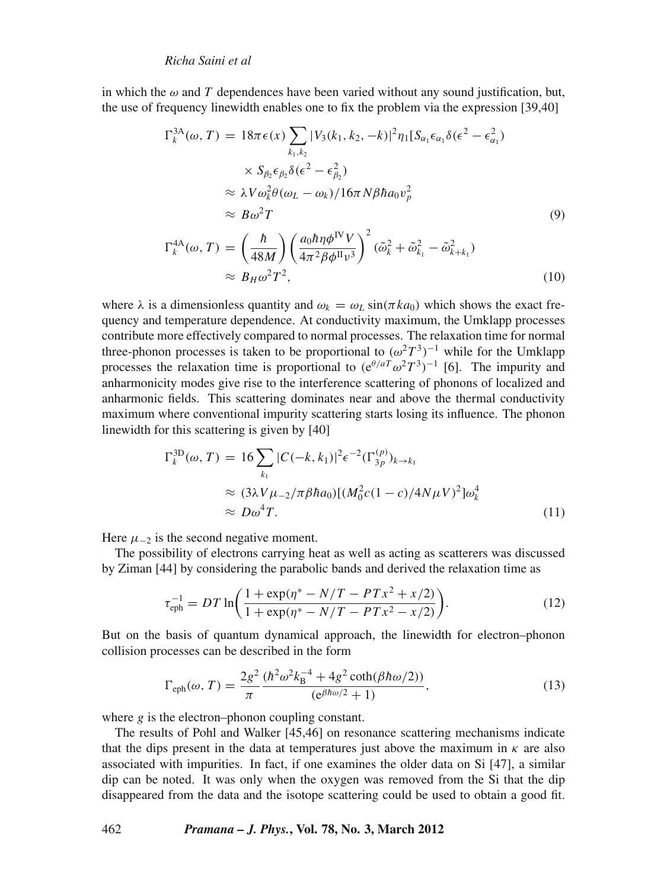in which the $\omega$ and $T$ dependences have been varied without any sound justification, but, the use of frequency linewidth enables one to fix the problem via the expression [39,40]

$$
\begin{aligned}
\Gamma_k^{3A}(\omega, T) &= 18\pi\epsilon(x)\sum_{k_1,k_2}|V_3(k_1,k_2,-k)|^2\eta_1[S_{\alpha_1}\epsilon_{\alpha_1}\delta(\epsilon^2-\epsilon_{\alpha_1}^2) \\
&\quad \times S_{\beta_2}\epsilon_{\beta_2}\delta(\epsilon^2-\epsilon_{\beta_2}^2) \\
&\approx \lambda V\omega_k^2\theta(\omega_L-\omega_k)/16\pi N\beta\hbar a_0 v_p^2 \\
&\approx B\omega^2 T
\end{aligned} \tag{9}
$$

$$
\begin{aligned}
\Gamma_k^{4A}(\omega, T) &= \left(\frac{\hbar}{48M}\right)\left(\frac{a_0\hbar\eta\phi^{\mathrm{IV}}V}{4\pi^2\beta\phi^{\mathrm{II}}\nu^3}\right)^2(\tilde{\omega}_k^2+\tilde{\omega}_{k_1}^2-\tilde{\omega}_{k+k_1}^2) \\
&\approx B_H\omega^2T^2,
\end{aligned} \tag{10}
$$

where $\lambda$ is a dimensionless quantity and $\omega_k = \omega_L\sin(\pi k a_0)$ which shows the exact frequency and temperature dependence. At conductivity maximum, the Umklapp processes contribute more effectively compared to normal processes. The relaxation time for normal three-phonon processes is taken to be proportional to $(\omega^2T^3)^{-1}$ while for the Umklapp processes the relaxation time is proportional to $(\mathrm{e}^{\theta/aT}\omega^2T^3)^{-1}$ [6]. The impurity and anharmonicity modes give rise to the interference scattering of phonons of localized and anharmonic fields. This scattering dominates near and above the thermal conductivity maximum where conventional impurity scattering starts losing its influence. The phonon linewidth for this scattering is given by [40]

$$
\begin{aligned}
\Gamma_k^{3D}(\omega, T) &= 16\sum_{k_1}|C(-k,k_1)|^2\epsilon^{-2}(\Gamma_{3p}^{(p)})_{k\to k_1} \\
&\approx (3\lambda V\mu_{-2}/\pi\beta\hbar a_0)[(M_0^2c(1-c)/4N\mu V)^2]\omega_k^4 \\
&\approx D\omega^4T.
\end{aligned} \tag{11}
$$

Here $\mu_{-2}$ is the second negative moment.

The possibility of electrons carrying heat as well as acting as scatterers was discussed by Ziman [44] by considering the parabolic bands and derived the relaxation time as

$$
\tau_{\mathrm{eph}}^{-1} = DT\ln\left(\frac{1+\exp(\eta^*-N/T-PTx^2+x/2)}{1+\exp(\eta^*-N/T-PTx^2-x/2)}\right). \tag{12}
$$

But on the basis of quantum dynamical approach, the linewidth for electron–phonon collision processes can be described in the form

$$
\Gamma_{\mathrm{eph}}(\omega, T) = \frac{2g^2}{\pi}\frac{(\hbar^2\omega^2k_{\mathrm{B}}^{-4}+4g^2\coth(\beta\hbar\omega/2))}{(\mathrm{e}^{\beta\hbar\omega/2}+1)}, \tag{13}
$$

where $g$ is the electron–phonon coupling constant.

The results of Pohl and Walker [45,46] on resonance scattering mechanisms indicate that the dips present in the data at temperatures just above the maximum in $\kappa$ are also associated with impurities. In fact, if one examines the older data on Si [47], a similar dip can be noted. It was only when the oxygen was removed from the Si that the dip disappeared from the data and the isotope scattering could be used to obtain a good fit.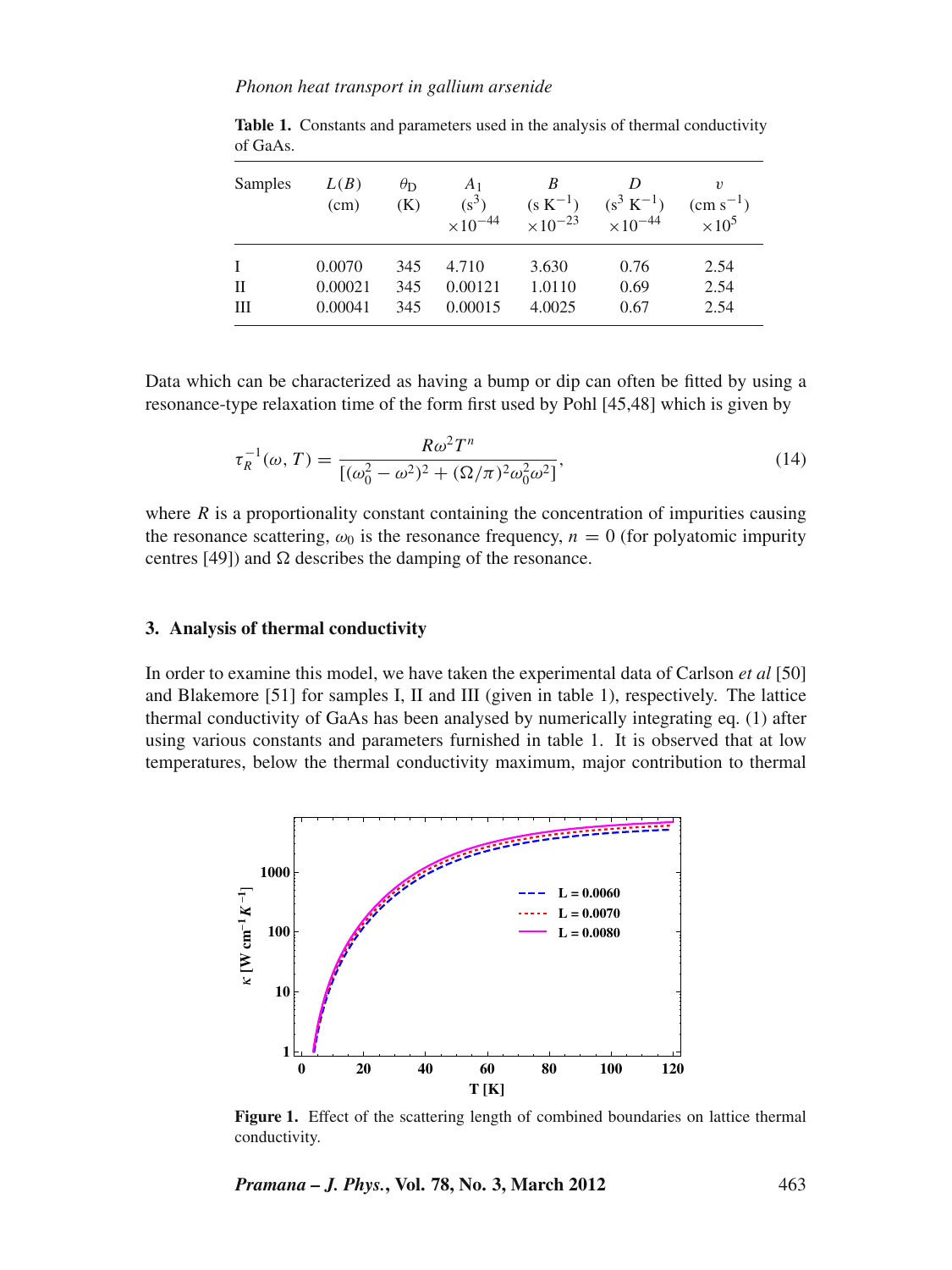**Table 1.** Constants and parameters used in the analysis of thermal conductivity of GaAs.

| Samples | $L(B)$ (cm) | $\theta_D$ (K) | $A_1$ ($s^3$) $\times 10^{-44}$ | $B$ ($s\,K^{-1}$) $\times 10^{-23}$ | $D$ ($s^3\,K^{-1}$) $\times 10^{-44}$ | $v$ ($cm\,s^{-1}$) $\times 10^5$ |
|---|---|---|---|---|---|---|
| I | 0.0070 | 345 | 4.710 | 3.630 | 0.76 | 2.54 |
| II | 0.00021 | 345 | 0.00121 | 1.0110 | 0.69 | 2.54 |
| III | 0.00041 | 345 | 0.00015 | 4.0025 | 0.67 | 2.54 |

Data which can be characterized as having a bump or dip can often be fitted by using a resonance-type relaxation time of the form first used by Pohl [45,48] which is given by

$$\tau_R^{-1}(\omega, T) = \frac{R\omega^2 T^n}{[(\omega_0^2 - \omega^2)^2 + (\Omega/\pi)^2 \omega_0^2 \omega^2]}, \tag{14}$$

where $R$ is a proportionality constant containing the concentration of impurities causing the resonance scattering, $\omega_0$ is the resonance frequency, $n = 0$ (for polyatomic impurity centres [49]) and $\Omega$ describes the damping of the resonance.

## 3. Analysis of thermal conductivity

In order to examine this model, we have taken the experimental data of Carlson *et al* [50] and Blakemore [51] for samples I, II and III (given in table 1), respectively. The lattice thermal conductivity of GaAs has been analysed by numerically integrating eq. (1) after using various constants and parameters furnished in table 1. It is observed that at low temperatures, below the thermal conductivity maximum, major contribution to thermal

**Figure 1.** Effect of the scattering length of combined boundaries on lattice thermal conductivity.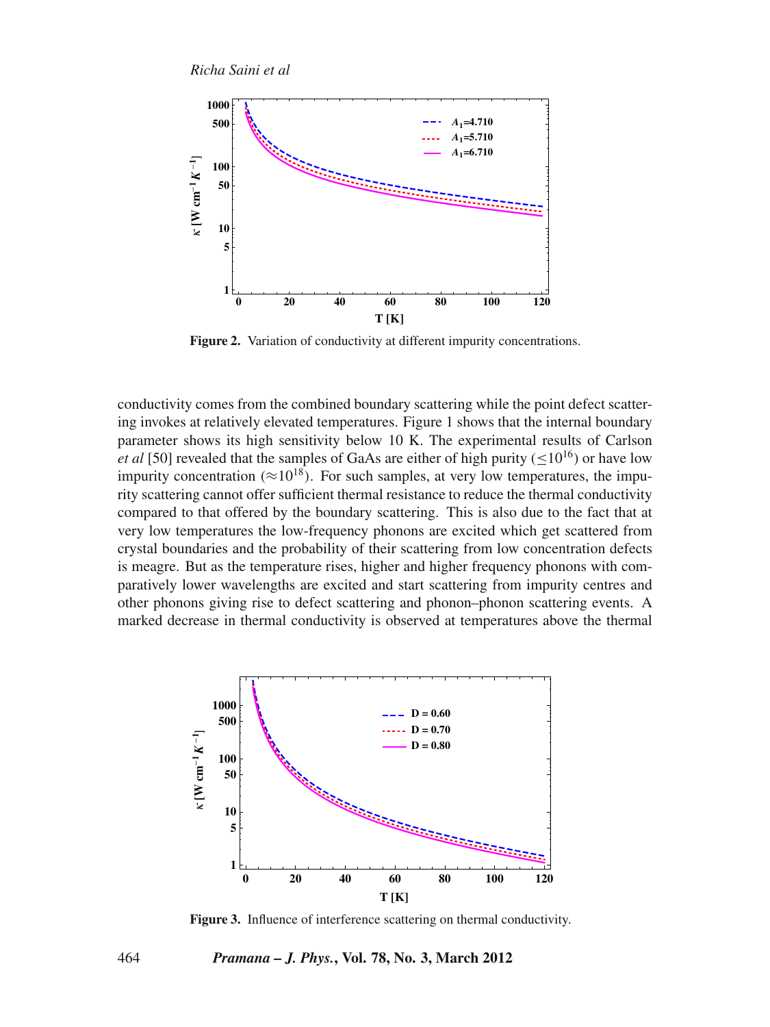Figure 2. Variation of conductivity at different impurity concentrations.

conductivity comes from the combined boundary scattering while the point defect scattering invokes at relatively elevated temperatures. Figure 1 shows that the internal boundary parameter shows its high sensitivity below 10 K. The experimental results of Carlson *et al* [50] revealed that the samples of GaAs are either of high purity ($\leq 10^{16}$) or have low impurity concentration ($\approx 10^{18}$). For such samples, at very low temperatures, the impurity scattering cannot offer sufficient thermal resistance to reduce the thermal conductivity compared to that offered by the boundary scattering. This is also due to the fact that at very low temperatures the low-frequency phonons are excited which get scattered from crystal boundaries and the probability of their scattering from low concentration defects is meagre. But as the temperature rises, higher and higher frequency phonons with comparatively lower wavelengths are excited and start scattering from impurity centres and other phonons giving rise to defect scattering and phonon–phonon scattering events. A marked decrease in thermal conductivity is observed at temperatures above the thermal

Figure 3. Influence of interference scattering on thermal conductivity.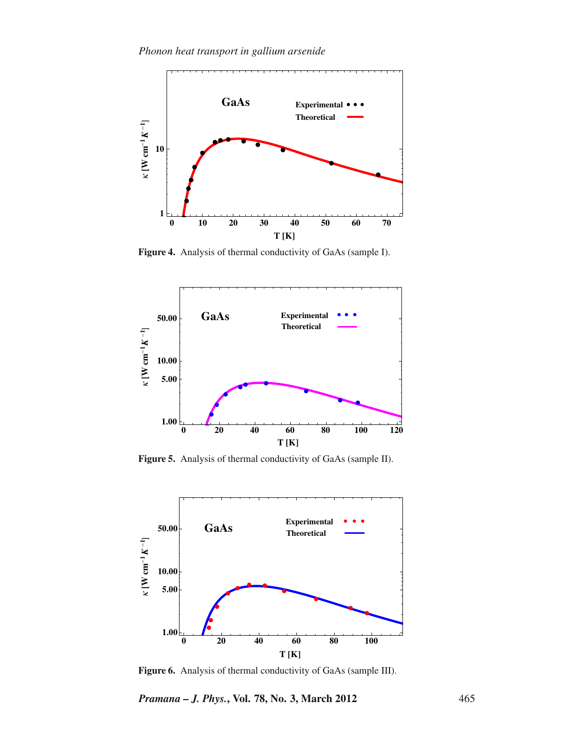**Figure 4.** Analysis of thermal conductivity of GaAs (sample I).

**Figure 5.** Analysis of thermal conductivity of GaAs (sample II).

**Figure 6.** Analysis of thermal conductivity of GaAs (sample III).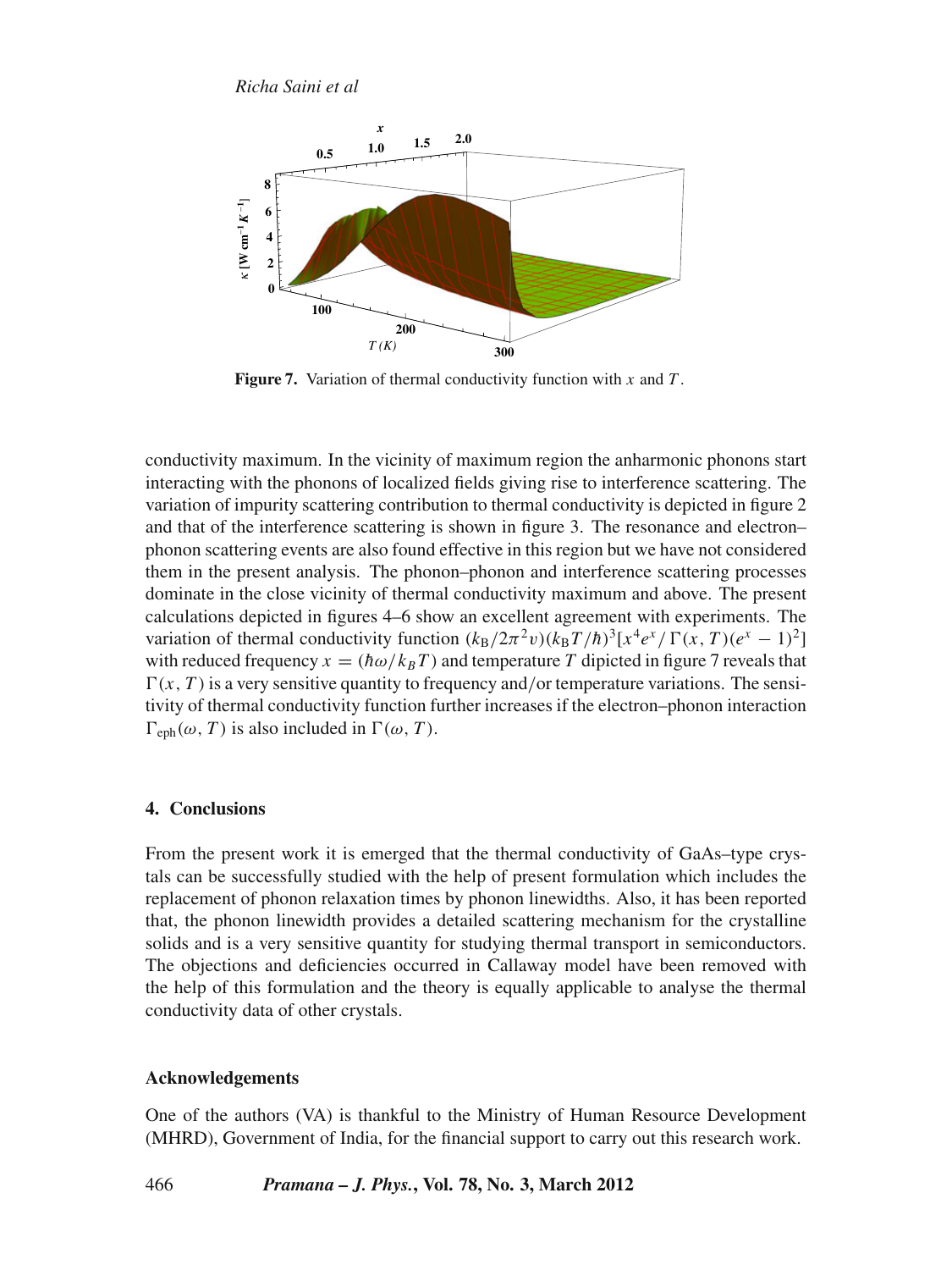Figure 7. Variation of thermal conductivity function with $x$ and $T$.

conductivity maximum. In the vicinity of maximum region the anharmonic phonons start interacting with the phonons of localized fields giving rise to interference scattering. The variation of impurity scattering contribution to thermal conductivity is depicted in figure 2 and that of the interference scattering is shown in figure 3. The resonance and electron–phonon scattering events are also found effective in this region but we have not considered them in the present analysis. The phonon–phonon and interference scattering processes dominate in the close vicinity of thermal conductivity maximum and above. The present calculations depicted in figures 4–6 show an excellent agreement with experiments. The variation of thermal conductivity function $(k_B/2\pi^2 v)(k_B T/\hbar)^3[x^4 e^x/\Gamma(x, T)(e^x - 1)^2]$ with reduced frequency $x = (\hbar\omega/k_B T)$ and temperature $T$ dipicted in figure 7 reveals that $\Gamma(x, T)$ is a very sensitive quantity to frequency and/or temperature variations. The sensitivity of thermal conductivity function further increases if the electron–phonon interaction $\Gamma_{\text{eph}}(\omega, T)$ is also included in $\Gamma(\omega, T)$.

## 4. Conclusions

From the present work it is emerged that the thermal conductivity of GaAs–type crystals can be successfully studied with the help of present formulation which includes the replacement of phonon relaxation times by phonon linewidths. Also, it has been reported that, the phonon linewidth provides a detailed scattering mechanism for the crystalline solids and is a very sensitive quantity for studying thermal transport in semiconductors. The objections and deficiencies occurred in Callaway model have been removed with the help of this formulation and the theory is equally applicable to analyse the thermal conductivity data of other crystals.

### Acknowledgements

One of the authors (VA) is thankful to the Ministry of Human Resource Development (MHRD), Government of India, for the financial support to carry out this research work.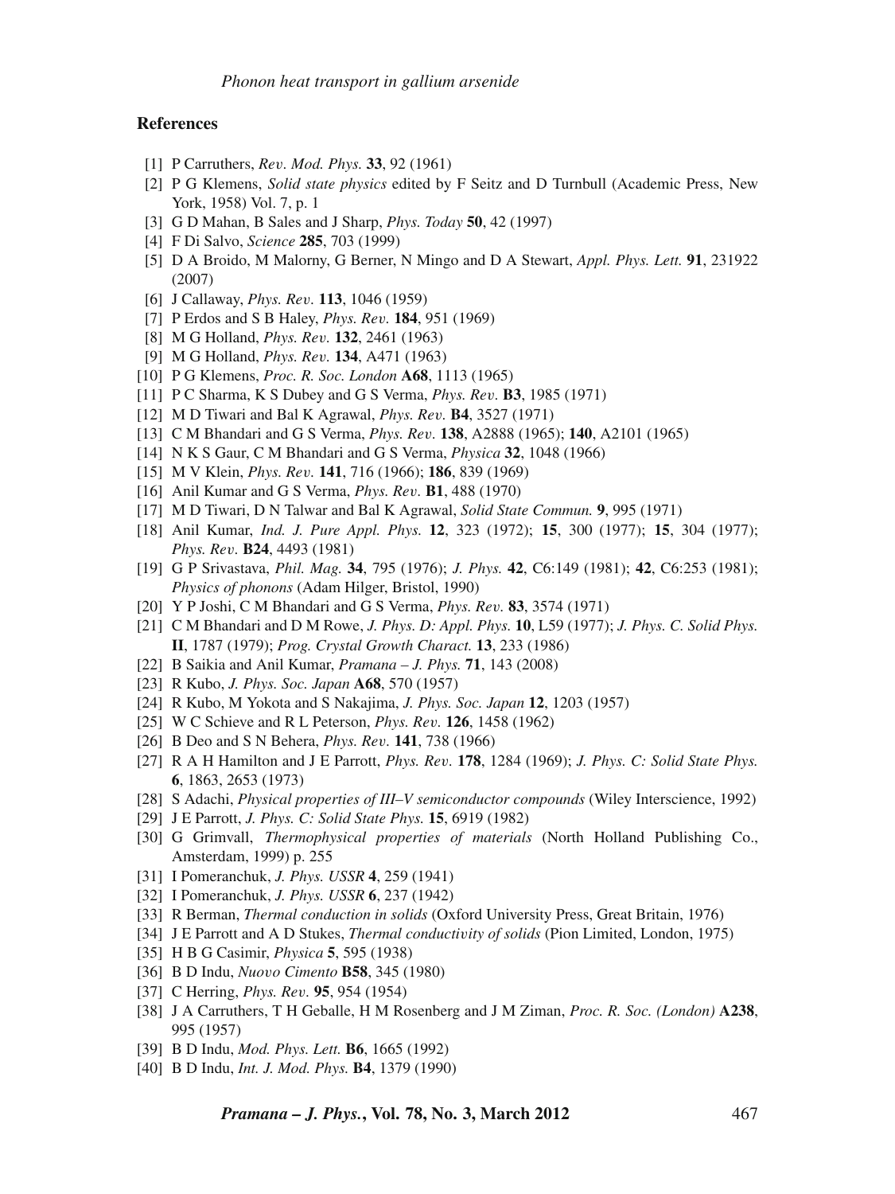## References

[1] P Carruthers, *Rev. Mod. Phys.* **33**, 92 (1961)

[2] P G Klemens, *Solid state physics* edited by F Seitz and D Turnbull (Academic Press, New York, 1958) Vol. 7, p. 1

[3] G D Mahan, B Sales and J Sharp, *Phys. Today* **50**, 42 (1997)

[4] F Di Salvo, *Science* **285**, 703 (1999)

[5] D A Broido, M Malorny, G Berner, N Mingo and D A Stewart, *Appl. Phys. Lett.* **91**, 231922 (2007)

[6] J Callaway, *Phys. Rev.* **113**, 1046 (1959)

[7] P Erdos and S B Haley, *Phys. Rev.* **184**, 951 (1969)

[8] M G Holland, *Phys. Rev.* **132**, 2461 (1963)

[9] M G Holland, *Phys. Rev.* **134**, A471 (1963)

[10] P G Klemens, *Proc. R. Soc. London* **A68**, 1113 (1965)

[11] P C Sharma, K S Dubey and G S Verma, *Phys. Rev.* **B3**, 1985 (1971)

[12] M D Tiwari and Bal K Agrawal, *Phys. Rev.* **B4**, 3527 (1971)

[13] C M Bhandari and G S Verma, *Phys. Rev.* **138**, A2888 (1965); **140**, A2101 (1965)

[14] N K S Gaur, C M Bhandari and G S Verma, *Physica* **32**, 1048 (1966)

[15] M V Klein, *Phys. Rev.* **141**, 716 (1966); **186**, 839 (1969)

[16] Anil Kumar and G S Verma, *Phys. Rev.* **B1**, 488 (1970)

[17] M D Tiwari, D N Talwar and Bal K Agrawal, *Solid State Commun.* **9**, 995 (1971)

[18] Anil Kumar, *Ind. J. Pure Appl. Phys.* **12**, 323 (1972); **15**, 300 (1977); **15**, 304 (1977); *Phys. Rev.* **B24**, 4493 (1981)

[19] G P Srivastava, *Phil. Mag.* **34**, 795 (1976); *J. Phys.* **42**, C6:149 (1981); **42**, C6:253 (1981); *Physics of phonons* (Adam Hilger, Bristol, 1990)

[20] Y P Joshi, C M Bhandari and G S Verma, *Phys. Rev.* **83**, 3574 (1971)

[21] C M Bhandari and D M Rowe, *J. Phys. D: Appl. Phys.* **10**, L59 (1977); *J. Phys. C. Solid Phys.* **II**, 1787 (1979); *Prog. Crystal Growth Charact.* **13**, 233 (1986)

[22] B Saikia and Anil Kumar, *Pramana – J. Phys.* **71**, 143 (2008)

[23] R Kubo, *J. Phys. Soc. Japan* **A68**, 570 (1957)

[24] R Kubo, M Yokota and S Nakajima, *J. Phys. Soc. Japan* **12**, 1203 (1957)

[25] W C Schieve and R L Peterson, *Phys. Rev.* **126**, 1458 (1962)

[26] B Deo and S N Behera, *Phys. Rev.* **141**, 738 (1966)

[27] R A H Hamilton and J E Parrott, *Phys. Rev.* **178**, 1284 (1969); *J. Phys. C: Solid State Phys.* **6**, 1863, 2653 (1973)

[28] S Adachi, *Physical properties of III–V semiconductor compounds* (Wiley Interscience, 1992)

[29] J E Parrott, *J. Phys. C: Solid State Phys.* **15**, 6919 (1982)

[30] G Grimvall, *Thermophysical properties of materials* (North Holland Publishing Co., Amsterdam, 1999) p. 255

[31] I Pomeranchuk, *J. Phys. USSR* **4**, 259 (1941)

[32] I Pomeranchuk, *J. Phys. USSR* **6**, 237 (1942)

[33] R Berman, *Thermal conduction in solids* (Oxford University Press, Great Britain, 1976)

[34] J E Parrott and A D Stukes, *Thermal conductivity of solids* (Pion Limited, London, 1975)

[35] H B G Casimir, *Physica* **5**, 595 (1938)

[36] B D Indu, *Nuovo Cimento* **B58**, 345 (1980)

[37] C Herring, *Phys. Rev.* **95**, 954 (1954)

[38] J A Carruthers, T H Geballe, H M Rosenberg and J M Ziman, *Proc. R. Soc. (London)* **A238**, 995 (1957)

[39] B D Indu, *Mod. Phys. Lett.* **B6**, 1665 (1992)

[40] B D Indu, *Int. J. Mod. Phys.* **B4**, 1379 (1990)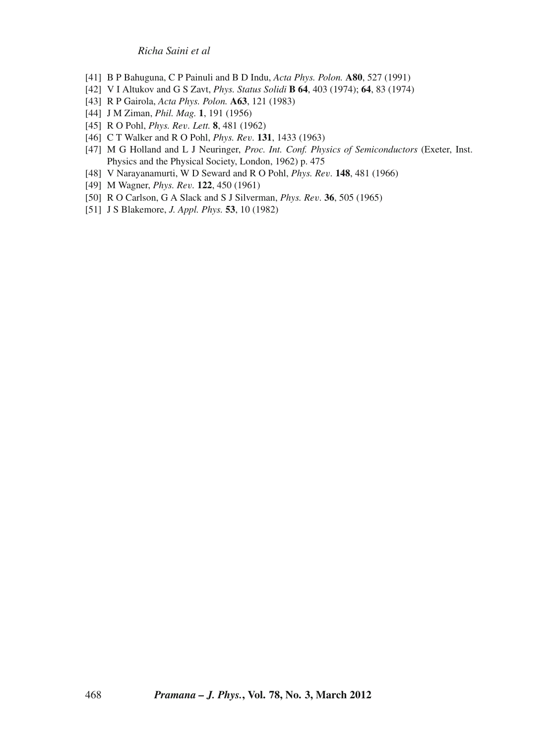[41] B P Bahuguna, C P Painuli and B D Indu, *Acta Phys. Polon.* **A80**, 527 (1991)

[42] V I Altukov and G S Zavt, *Phys. Status Solidi* **B 64**, 403 (1974); **64**, 83 (1974)

[43] R P Gairola, *Acta Phys. Polon.* **A63**, 121 (1983)

[44] J M Ziman, *Phil. Mag.* **1**, 191 (1956)

[45] R O Pohl, *Phys. Rev. Lett.* **8**, 481 (1962)

[46] C T Walker and R O Pohl, *Phys. Rev.* **131**, 1433 (1963)

[47] M G Holland and L J Neuringer, *Proc. Int. Conf. Physics of Semiconductors* (Exeter, Inst. Physics and the Physical Society, London, 1962) p. 475

[48] V Narayanamurti, W D Seward and R O Pohl, *Phys. Rev.* **148**, 481 (1966)

[49] M Wagner, *Phys. Rev.* **122**, 450 (1961)

[50] R O Carlson, G A Slack and S J Silverman, *Phys. Rev.* **36**, 505 (1965)

[51] J S Blakemore, *J. Appl. Phys.* **53**, 10 (1982)